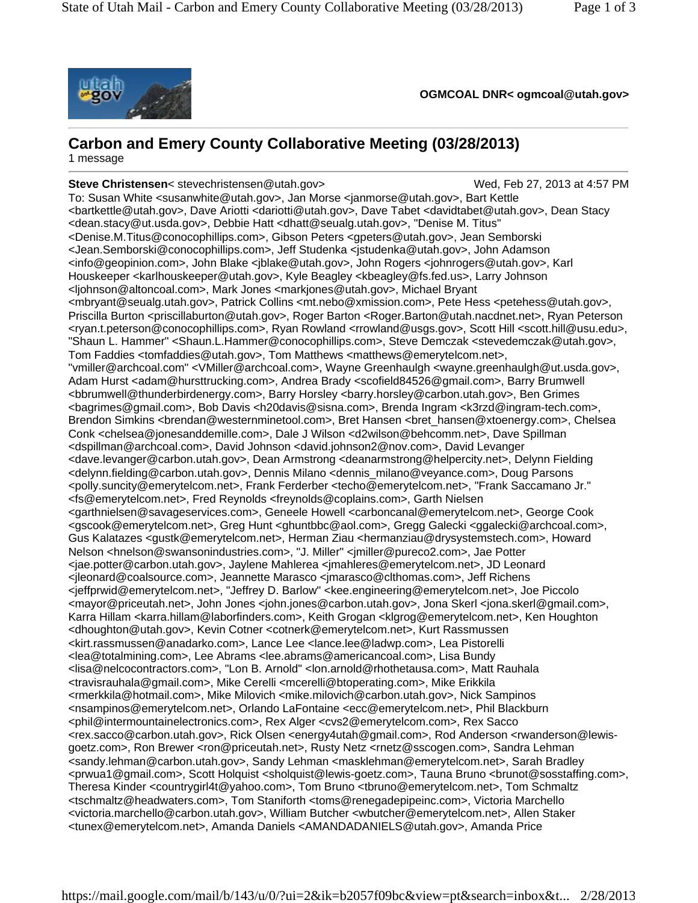**OGMCOAL DNR< ogmcoal@utah.gov>**

---

## Carbon and Emery County Collaborative Meeting (03/28/2013)

1 message

---

**Steve Christensen**< stevechristensen@utah.gov> Wed, Feb 27, 2013 at 4:57 PM

To: Susan White <susanwhite@utah.gov>, Jan Morse <janmorse@utah.gov>, Bart Kettle <bartkettle@utah.gov>, Dave Ariotti <dariotti@utah.gov>, Dave Tabet <davidtabet@utah.gov>, Dean Stacy <dean.stacy@ut.usda.gov>, Debbie Hatt <dhatt@seualg.utah.gov>, "Denise M. Titus" <Denise.M.Titus@conocophillips.com>, Gibson Peters <gpeters@utah.gov>, Jean Semborski <Jean.Semborski@conocophillips.com>, Jeff Studenka <jstudenka@utah.gov>, John Adamson <info@geopinion.com>, John Blake <jblake@utah.gov>, John Rogers <johnrogers@utah.gov>, Karl Houskeeper <karlhouskeeper@utah.gov>, Kyle Beagley <kbeagley@fs.fed.us>, Larry Johnson <ljohnson@altoncoal.com>, Mark Jones <markjones@utah.gov>, Michael Bryant <mbryant@seualg.utah.gov>, Patrick Collins <mt.nebo@xmission.com>, Pete Hess <petehess@utah.gov>, Priscilla Burton <priscillaburton@utah.gov>, Roger Barton <Roger.Barton@utah.nacdnet.net>, Ryan Peterson <ryan.t.peterson@conocophillips.com>, Ryan Rowland <rrowland@usgs.gov>, Scott Hill <scott.hill@usu.edu>, "Shaun L. Hammer" <Shaun.L.Hammer@conocophillips.com>, Steve Demczak <stevedemczak@utah.gov>, Tom Faddies <tomfaddies@utah.gov>, Tom Matthews <matthews@emerytelcom.net>, "vmiller@archcoal.com" <VMiller@archcoal.com>, Wayne Greenhaulgh <wayne.greenhaulgh@ut.usda.gov>, Adam Hurst <adam@hursttrucking.com>, Andrea Brady <scofield84526@gmail.com>, Barry Brumwell <bbrumwell@thunderbirdenergy.com>, Barry Horsley <barry.horsley@carbon.utah.gov>, Ben Grimes <bagrimes@gmail.com>, Bob Davis <h20davis@sisna.com>, Brenda Ingram <k3rzd@ingram-tech.com>, Brendon Simkins <brendan@westernminetool.com>, Bret Hansen <bret_hansen@xtoenergy.com>, Chelsea Conk <chelsea@jonesanddemille.com>, Dale J Wilson <d2wilson@behcomm.net>, Dave Spillman <dspillman@archcoal.com>, David Johnson <david.johnson2@nov.com>, David Levanger <dave.levanger@carbon.utah.gov>, Dean Armstrong <deanarmstrong@helpercity.net>, Delynn Fielding <delynn.fielding@carbon.utah.gov>, Dennis Milano <dennis_milano@veyance.com>, Doug Parsons <polly.suncity@emerytelcom.net>, Frank Ferderber <techo@emerytelcom.net>, "Frank Saccamano Jr." <fs@emerytelcom.net>, Fred Reynolds <freynolds@coplains.com>, Garth Nielsen <garthnielsen@savageservices.com>, Geneele Howell <carboncanal@emerytelcom.net>, George Cook <gscook@emerytelcom.net>, Greg Hunt <ghuntbbc@aol.com>, Gregg Galecki <ggalecki@archcoal.com>, Gus Kalatazes <gustk@emerytelcom.net>, Herman Ziau <hermanziau@drysystemstech.com>, Howard Nelson <hnelson@swansonindustries.com>, "J. Miller" <jmiller@pureco2.com>, Jae Potter <jae.potter@carbon.utah.gov>, Jaylene Mahlerea <jmahleres@emerytelcom.net>, JD Leonard <jleonard@coalsource.com>, Jeannette Marasco <jmarasco@clthomas.com>, Jeff Richens <jeffprwid@emerytelcom.net>, "Jeffrey D. Barlow" <kee.engineering@emerytelcom.net>, Joe Piccolo <mayor@priceutah.net>, John Jones <john.jones@carbon.utah.gov>, Jona Skerl <jona.skerl@gmail.com>, Karra Hillam <karra.hillam@laborfinders.com>, Keith Grogan <klgrog@emerytelcom.net>, Ken Houghton <dhoughton@utah.gov>, Kevin Cotner <cotnerk@emerytelcom.net>, Kurt Rassmussen <kirt.rassmussen@anadarko.com>, Lance Lee <lance.lee@ladwp.com>, Lea Pistorelli <lea@totalmining.com>, Lee Abrams <lee.abrams@americancoal.com>, Lisa Bundy <lisa@nelcocontractors.com>, "Lon B. Arnold" <lon.arnold@rhothetausa.com>, Matt Rauhala <travisrauhala@gmail.com>, Mike Cerelli <mcerelli@btoperating.com>, Mike Erikkila <rmerkkila@hotmail.com>, Mike Milovich <mike.milovich@carbon.utah.gov>, Nick Sampinos <nsampinos@emerytelcom.net>, Orlando LaFontaine <ecc@emerytelcom.net>, Phil Blackburn <phil@intermountainelectronics.com>, Rex Alger <cvs2@emerytelcom.com>, Rex Sacco <rex.sacco@carbon.utah.gov>, Rick Olsen <energy4utah@gmail.com>, Rod Anderson <rwanderson@lewis-goetz.com>, Ron Brewer <ron@priceutah.net>, Rusty Netz <rnetz@sscogen.com>, Sandra Lehman <sandy.lehman@carbon.utah.gov>, Sandy Lehman <masklehman@emerytelcom.net>, Sarah Bradley <prwua1@gmail.com>, Scott Holquist <sholquist@lewis-goetz.com>, Tauna Bruno <brunot@sosstaffing.com>, Theresa Kinder <countrygirl4t@yahoo.com>, Tom Bruno <tbruno@emerytelcom.net>, Tom Schmaltz <tschmaltz@headwaters.com>, Tom Staniforth <toms@renegadepipeinc.com>, Victoria Marchello <victoria.marchello@carbon.utah.gov>, William Butcher <wbutcher@emerytelcom.net>, Allen Staker <tunex@emerytelcom.net>, Amanda Daniels <AMANDADANIELS@utah.gov>, Amanda Price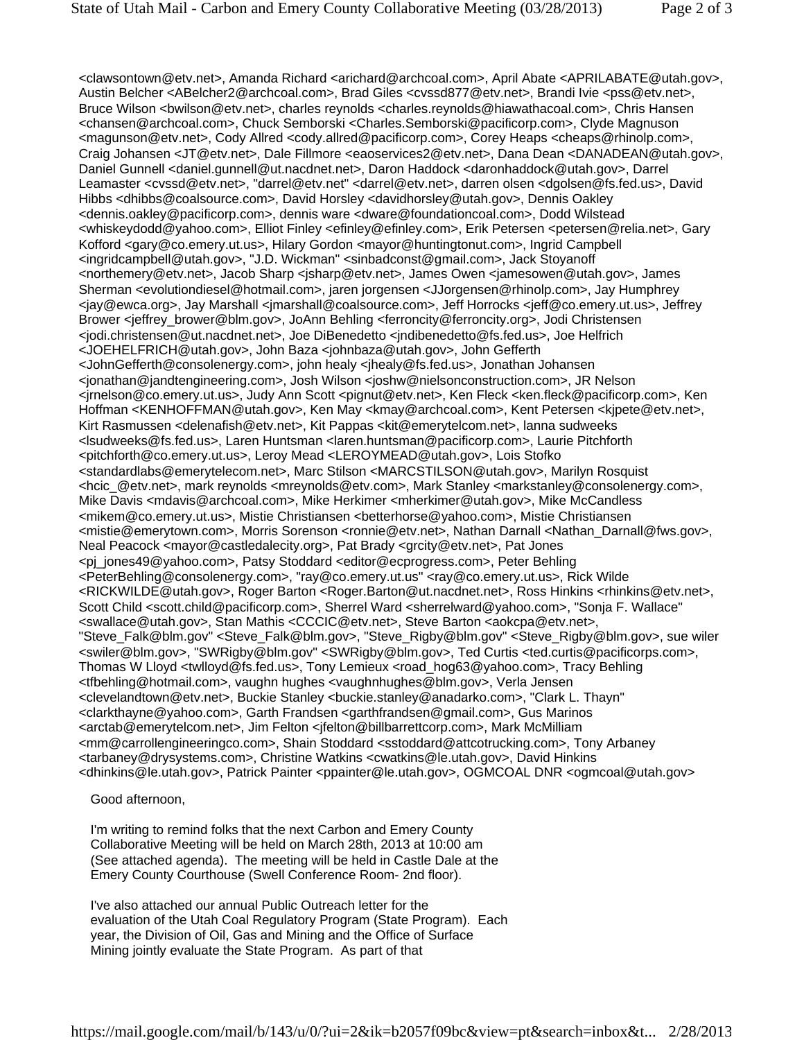<clawsontown@etv.net>, Amanda Richard <arichard@archcoal.com>, April Abate <APRILABATE@utah.gov>, Austin Belcher <ABelcher2@archcoal.com>, Brad Giles <cvssd877@etv.net>, Brandi Ivie <pss@etv.net>, Bruce Wilson <bwilson@etv.net>, charles reynolds <charles.reynolds@hiawathacoal.com>, Chris Hansen <chansen@archcoal.com>, Chuck Semborski <Charles.Semborski@pacificorp.com>, Clyde Magnuson <magunson@etv.net>, Cody Allred <cody.allred@pacificorp.com>, Corey Heaps <cheaps@rhinolp.com>, Craig Johansen <JT@etv.net>, Dale Fillmore <eaoservices2@etv.net>, Dana Dean <DANADEAN@utah.gov>, Daniel Gunnell <daniel.gunnell@ut.nacdnet.net>, Daron Haddock <daronhaddock@utah.gov>, Darrel Leamaster <cvssd@etv.net>, "darrel@etv.net" <darrel@etv.net>, darren olsen <dgolsen@fs.fed.us>, David Hibbs <dhibbs@coalsource.com>, David Horsley <davidhorsley@utah.gov>, Dennis Oakley <dennis.oakley@pacificorp.com>, dennis ware <dware@foundationcoal.com>, Dodd Wilstead <whiskeydodd@yahoo.com>, Elliot Finley <efinley@efinley.com>, Erik Petersen <petersen@relia.net>, Gary Kofford <gary@co.emery.ut.us>, Hilary Gordon <mayor@huntingtonut.com>, Ingrid Campbell <ingridcampbell@utah.gov>, "J.D. Wickman" <sinbadconst@gmail.com>, Jack Stoyanoff <northemery@etv.net>, Jacob Sharp <jsharp@etv.net>, James Owen <jamesowen@utah.gov>, James Sherman <evolutiondiesel@hotmail.com>, jaren jorgensen <JJorgensen@rhinolp.com>, Jay Humphrey <jay@ewca.org>, Jay Marshall <jmarshall@coalsource.com>, Jeff Horrocks <jeff@co.emery.ut.us>, Jeffrey Brower <jeffrey_brower@blm.gov>, JoAnn Behling <ferroncity@ferroncity.org>, Jodi Christensen <jodi.christensen@ut.nacdnet.net>, Joe DiBenedetto <jndibenedetto@fs.fed.us>, Joe Helfrich <JOEHELFRICH@utah.gov>, John Baza <johnbaza@utah.gov>, John Gefferth <JohnGefferth@consolenergy.com>, john healy <jhealy@fs.fed.us>, Jonathan Johansen <jonathan@jandtengineering.com>, Josh Wilson <joshw@nielsonconstruction.com>, JR Nelson <jrnelson@co.emery.ut.us>, Judy Ann Scott <pignut@etv.net>, Ken Fleck <ken.fleck@pacificorp.com>, Ken Hoffman <KENHOFFMAN@utah.gov>, Ken May <kmay@archcoal.com>, Kent Petersen <kjpete@etv.net>, Kirt Rasmussen <delenafish@etv.net>, Kit Pappas <kit@emerytelcom.net>, lanna sudweeks <lsudweeks@fs.fed.us>, Laren Huntsman <laren.huntsman@pacificorp.com>, Laurie Pitchforth <pitchforth@co.emery.ut.us>, Leroy Mead <LEROYMEAD@utah.gov>, Lois Stofko <standardlabs@emerytelecom.net>, Marc Stilson <MARCSTILSON@utah.gov>, Marilyn Rosquist <hcic_@etv.net>, mark reynolds <mreynolds@etv.com>, Mark Stanley <markstanley@consolenergy.com>, Mike Davis <mdavis@archcoal.com>, Mike Herkimer <mherkimer@utah.gov>, Mike McCandless <mikem@co.emery.ut.us>, Mistie Christiansen <betterhorse@yahoo.com>, Mistie Christiansen <mistie@emerytown.com>, Morris Sorenson <ronnie@etv.net>, Nathan Darnall <Nathan_Darnall@fws.gov>, Neal Peacock <mayor@castledalecity.org>, Pat Brady <grcity@etv.net>, Pat Jones <pj_jones49@yahoo.com>, Patsy Stoddard <editor@ecprogress.com>, Peter Behling <PeterBehling@consolenergy.com>, "ray@co.emery.ut.us" <ray@co.emery.ut.us>, Rick Wilde <RICKWILDE@utah.gov>, Roger Barton <Roger.Barton@ut.nacdnet.net>, Ross Hinkins <rhinkins@etv.net>, Scott Child <scott.child@pacificorp.com>, Sherrel Ward <sherrelward@yahoo.com>, "Sonja F. Wallace" <swallace@utah.gov>, Stan Mathis <CCCIC@etv.net>, Steve Barton <aokcpa@etv.net>, "Steve_Falk@blm.gov" <Steve_Falk@blm.gov>, "Steve_Rigby@blm.gov" <Steve_Rigby@blm.gov>, sue wiler <swiler@blm.gov>, "SWRigby@blm.gov" <SWRigby@blm.gov>, Ted Curtis <ted.curtis@pacificorps.com>, Thomas W Lloyd <twlloyd@fs.fed.us>, Tony Lemieux <road_hog63@yahoo.com>, Tracy Behling <tfbehling@hotmail.com>, vaughn hughes <vaughnhughes@blm.gov>, Verla Jensen <clevelandtown@etv.net>, Buckie Stanley <buckie.stanley@anadarko.com>, "Clark L. Thayn" <clarkthayne@yahoo.com>, Garth Frandsen <garthfrandsen@gmail.com>, Gus Marinos <arctab@emerytelcom.net>, Jim Felton <jfelton@billbarrettcorp.com>, Mark McMilliam <mm@carrollengineeringco.com>, Shain Stoddard <sstoddard@attcotrucking.com>, Tony Arbaney <tarbaney@drysystems.com>, Christine Watkins <cwatkins@le.utah.gov>, David Hinkins <dhinkins@le.utah.gov>, Patrick Painter <ppainter@le.utah.gov>, OGMCOAL DNR <ogmcoal@utah.gov>

Good afternoon,

I'm writing to remind folks that the next Carbon and Emery County Collaborative Meeting will be held on March 28th, 2013 at 10:00 am (See attached agenda). The meeting will be held in Castle Dale at the Emery County Courthouse (Swell Conference Room- 2nd floor).

I've also attached our annual Public Outreach letter for the evaluation of the Utah Coal Regulatory Program (State Program). Each year, the Division of Oil, Gas and Mining and the Office of Surface Mining jointly evaluate the State Program. As part of that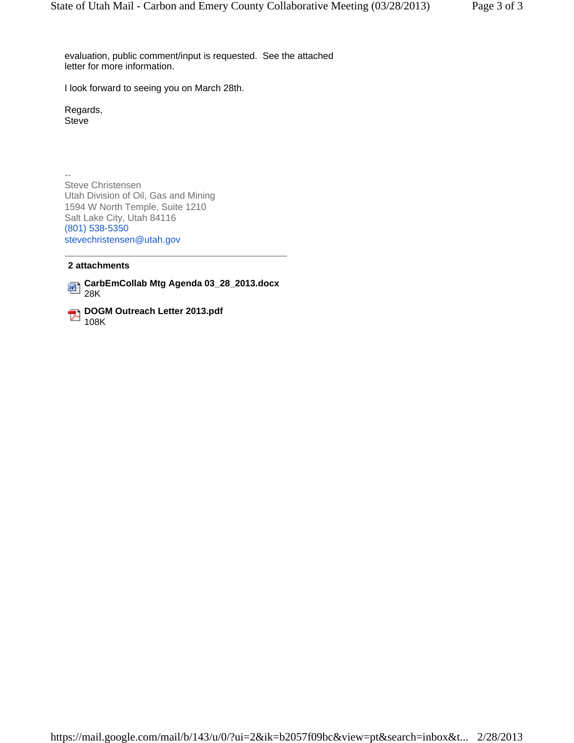evaluation, public comment/input is requested.  See the attached letter for more information.

I look forward to seeing you on March 28th.

Regards,
Steve

--
Steve Christensen
Utah Division of Oil, Gas and Mining
1594 W North Temple, Suite 1210
Salt Lake City, Utah 84116
(801) 538-5350
stevechristensen@utah.gov

---

**2 attachments**

**CarbEmCollab Mtg Agenda 03_28_2013.docx**
28K

**DOGM Outreach Letter 2013.pdf**
108K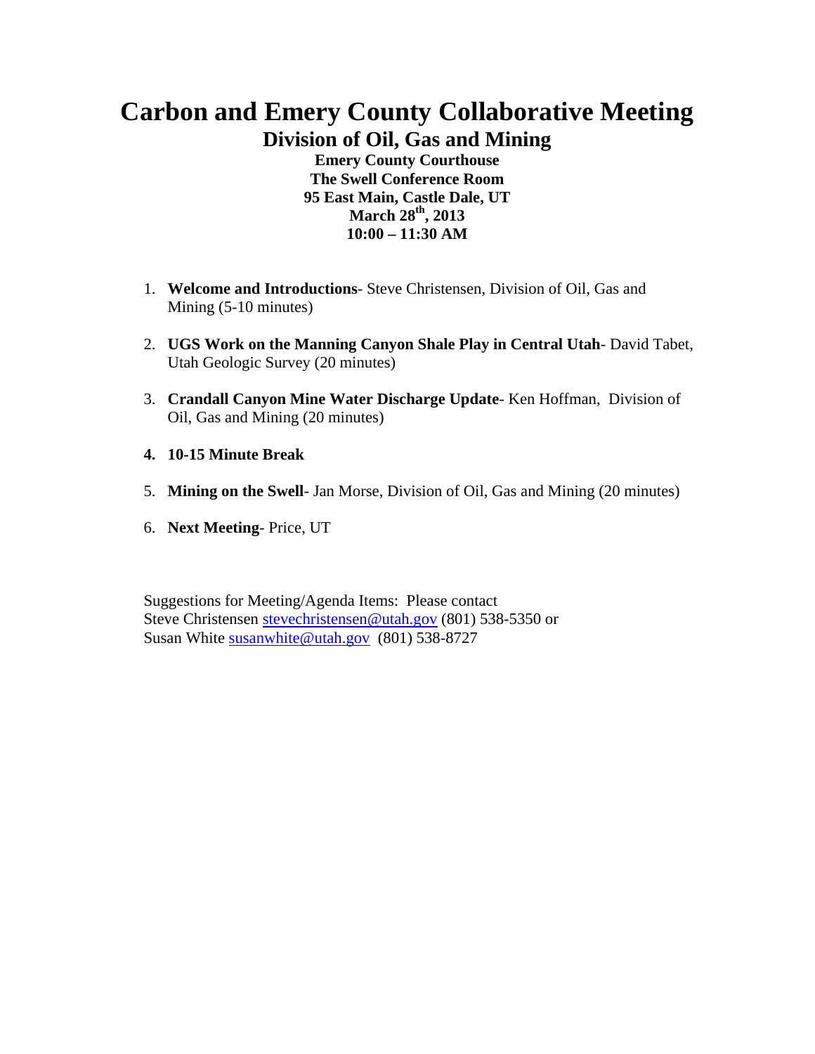# Carbon and Emery County Collaborative Meeting

## Division of Oil, Gas and Mining

**Emery County Courthouse**
**The Swell Conference Room**
**95 East Main, Castle Dale, UT**
**March 28th, 2013**
**10:00 – 11:30 AM**

1. **Welcome and Introductions**- Steve Christensen, Division of Oil, Gas and Mining (5-10 minutes)

2. **UGS Work on the Manning Canyon Shale Play in Central Utah**- David Tabet, Utah Geologic Survey (20 minutes)

3. **Crandall Canyon Mine Water Discharge Update**- Ken Hoffman, Division of Oil, Gas and Mining (20 minutes)

4. **10-15 Minute Break**

5. **Mining on the Swell**- Jan Morse, Division of Oil, Gas and Mining (20 minutes)

6. **Next Meeting**- Price, UT

Suggestions for Meeting/Agenda Items: Please contact
Steve Christensen stevechristensen@utah.gov (801) 538-5350 or
Susan White susanwhite@utah.gov (801) 538-8727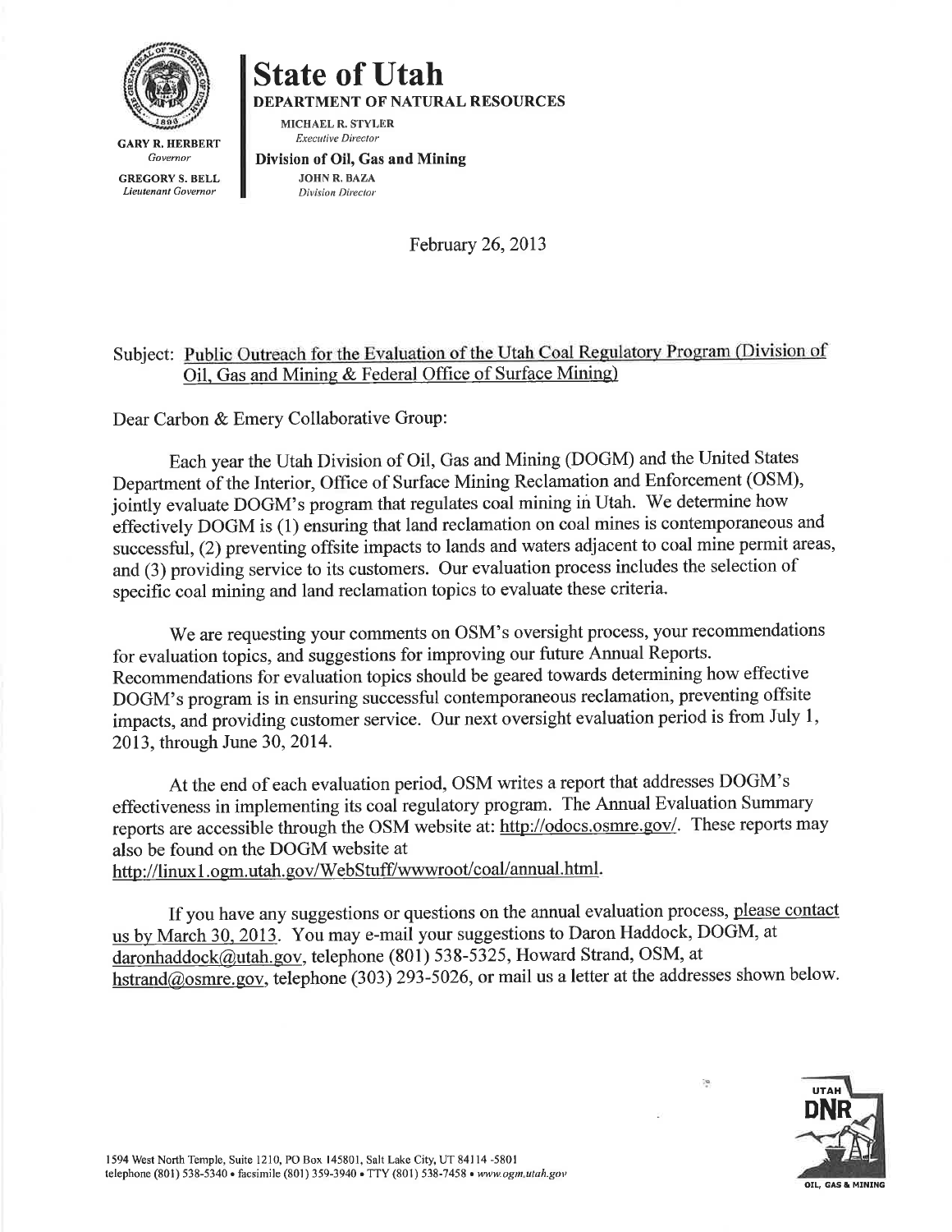# State of Utah

**DEPARTMENT OF NATURAL RESOURCES**

MICHAEL R. STYLER
*Executive Director*

**Division of Oil, Gas and Mining**

JOHN R. BAZA
*Division Director*

GARY R. HERBERT
*Governor*

GREGORY S. BELL
*Lieutenant Governor*

February 26, 2013

Subject: Public Outreach for the Evaluation of the Utah Coal Regulatory Program (Division of Oil, Gas and Mining & Federal Office of Surface Mining)

Dear Carbon & Emery Collaborative Group:

Each year the Utah Division of Oil, Gas and Mining (DOGM) and the United States Department of the Interior, Office of Surface Mining Reclamation and Enforcement (OSM), jointly evaluate DOGM's program that regulates coal mining in Utah. We determine how effectively DOGM is (1) ensuring that land reclamation on coal mines is contemporaneous and successful, (2) preventing offsite impacts to lands and waters adjacent to coal mine permit areas, and (3) providing service to its customers. Our evaluation process includes the selection of specific coal mining and land reclamation topics to evaluate these criteria.

We are requesting your comments on OSM's oversight process, your recommendations for evaluation topics, and suggestions for improving our future Annual Reports. Recommendations for evaluation topics should be geared towards determining how effective DOGM's program is in ensuring successful contemporaneous reclamation, preventing offsite impacts, and providing customer service. Our next oversight evaluation period is from July 1, 2013, through June 30, 2014.

At the end of each evaluation period, OSM writes a report that addresses DOGM's effectiveness in implementing its coal regulatory program. The Annual Evaluation Summary reports are accessible through the OSM website at: http://odocs.osmre.gov/. These reports may also be found on the DOGM website at http://linux1.ogm.utah.gov/WebStuff/wwwroot/coal/annual.html.

If you have any suggestions or questions on the annual evaluation process, please contact us by March 30, 2013. You may e-mail your suggestions to Daron Haddock, DOGM, at daronhaddock@utah.gov, telephone (801) 538-5325, Howard Strand, OSM, at hstrand@osmre.gov, telephone (303) 293-5026, or mail us a letter at the addresses shown below.

1594 West North Temple, Suite 1210, PO Box 145801, Salt Lake City, UT 84114-5801
telephone (801) 538-5340 • facsimile (801) 359-3940 • TTY (801) 538-7458 • www.ogm.utah.gov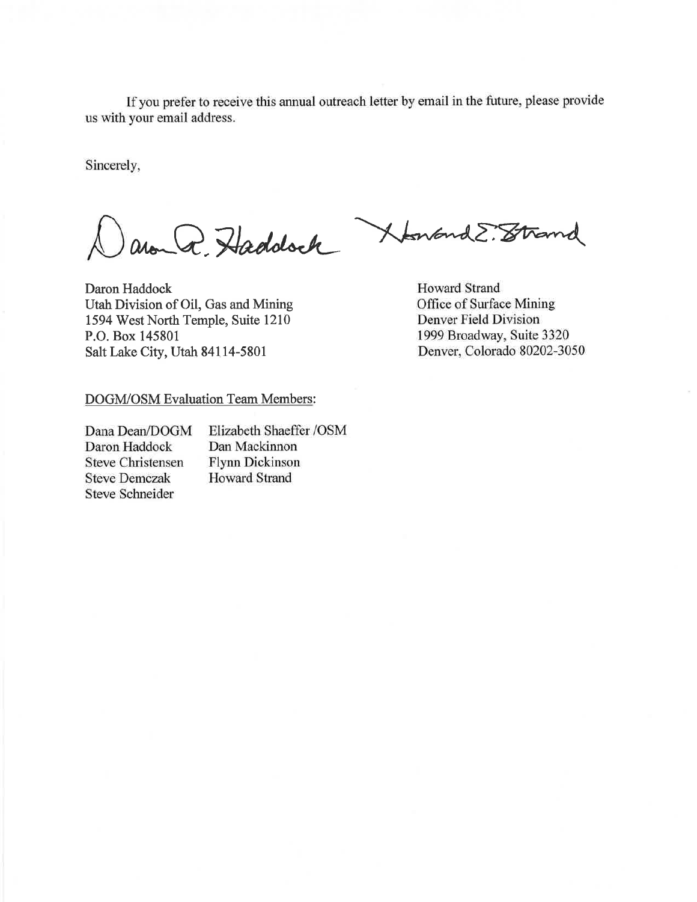If you prefer to receive this annual outreach letter by email in the future, please provide us with your email address.

Sincerely,

Daron R. Haddock

Howard E. Strand

Daron Haddock
Utah Division of Oil, Gas and Mining
1594 West North Temple, Suite 1210
P.O. Box 145801
Salt Lake City, Utah 84114-5801

Howard Strand
Office of Surface Mining
Denver Field Division
1999 Broadway, Suite 3320
Denver, Colorado 80202-3050

DOGM/OSM Evaluation Team Members:

| | |
|---|---|
| Dana Dean/DOGM | Elizabeth Shaeffer /OSM |
| Daron Haddock | Dan Mackinnon |
| Steve Christensen | Flynn Dickinson |
| Steve Demczak | Howard Strand |
| Steve Schneider | |